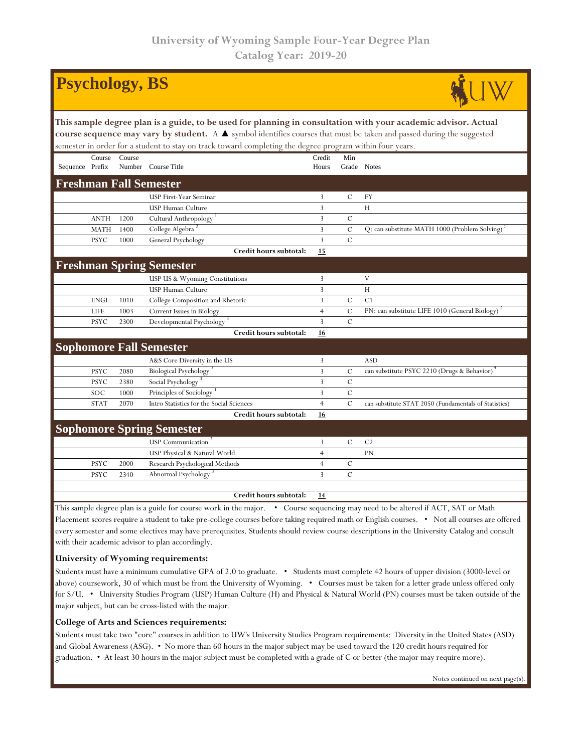University of Wyoming Sample Four-Year Degree Plan
Catalog Year: 2019-20

# Psychology, BS

**This sample degree plan is a guide, to be used for planning in consultation with your academic advisor. Actual course sequence may vary by student.** A ▲ symbol identifies courses that must be taken and passed during the suggested semester in order for a student to stay on track toward completing the degree program within four years.

| Sequence | Course Prefix | Course Number | Course Title | Credit Hours | Min Grade | Notes |
|---|---|---|---|---|---|---|
| **Freshman Fall Semester** | | | | | | |
| | | | USP First-Year Seminar | 3 | C | FY |
| | | | USP Human Culture | 3 | | H |
| | ANTH | 1200 | Cultural Anthropology [1] | 3 | C | |
| | MATH | 1400 | College Algebra [2] | 3 | C | Q: can substitute MATH 1000 (Problem Solving) [2] |
| | PSYC | 1000 | General Psychology | 3 | C | |
| | | | **Credit hours subtotal:** | **15** | | |
| **Freshman Spring Semester** | | | | | | |
| | | | USP US & Wyoming Constitutions | 3 | | V |
| | | | USP Human Culture | 3 | | H |
| | ENGL | 1010 | College Composition and Rhetoric | 3 | C | C1 |
| | LIFE | 1003 | Current Issues in Biology | 4 | C | PN: can substitute LIFE 1010 (General Biology) [2] |
| | PSYC | 2300 | Developmental Psychology [3] | 3 | C | |
| | | | **Credit hours subtotal:** | **16** | | |
| **Sophomore Fall Semester** | | | | | | |
| | | | A&S Core Diversity in the US | 3 | | ASD |
| | PSYC | 2080 | Biological Psychology [3] | 3 | C | can substitute PSYC 2210 (Drugs & Behavior) [4] |
| | PSYC | 2380 | Social Psychology [3] | 3 | C | |
| | SOC | 1000 | Principles of Sociology [1] | 3 | C | |
| | STAT | 2070 | Intro Statistics for the Social Sciences | 4 | C | can substitute STAT 2050 (Fundamentals of Statistics) |
| | | | **Credit hours subtotal:** | **16** | | |
| **Sophomore Spring Semester** | | | | | | |
| | | | USP Communication [2] | 3 | C | C2 |
| | | | USP Physical & Natural World | 4 | | PN |
| | PSYC | 2000 | Research Psychological Methods | 4 | C | |
| | PSYC | 2340 | Abnormal Psychology [3] | 3 | C | |
| | | | | | | |
| | | | **Credit hours subtotal:** | **14** | | |

This sample degree plan is a guide for course work in the major. • Course sequencing may need to be altered if ACT, SAT or Math Placement scores require a student to take pre-college courses before taking required math or English courses. • Not all courses are offered every semester and some electives may have prerequisites. Students should review course descriptions in the University Catalog and consult with their academic advisor to plan accordingly.

### University of Wyoming requirements:

Students must have a minimum cumulative GPA of 2.0 to graduate. • Students must complete 42 hours of upper division (3000-level or above) coursework, 30 of which must be from the University of Wyoming. • Courses must be taken for a letter grade unless offered only for S/U. • University Studies Program (USP) Human Culture (H) and Physical & Natural World (PN) courses must be taken outside of the major subject, but can be cross-listed with the major.

### College of Arts and Sciences requirements:

Students must take two "core" courses in addition to UW's University Studies Program requirements: Diversity in the United States (ASD) and Global Awareness (ASG). • No more than 60 hours in the major subject may be used toward the 120 credit hours required for graduation. • At least 30 hours in the major subject must be completed with a grade of C or better (the major may require more).

Notes continued on next page(s).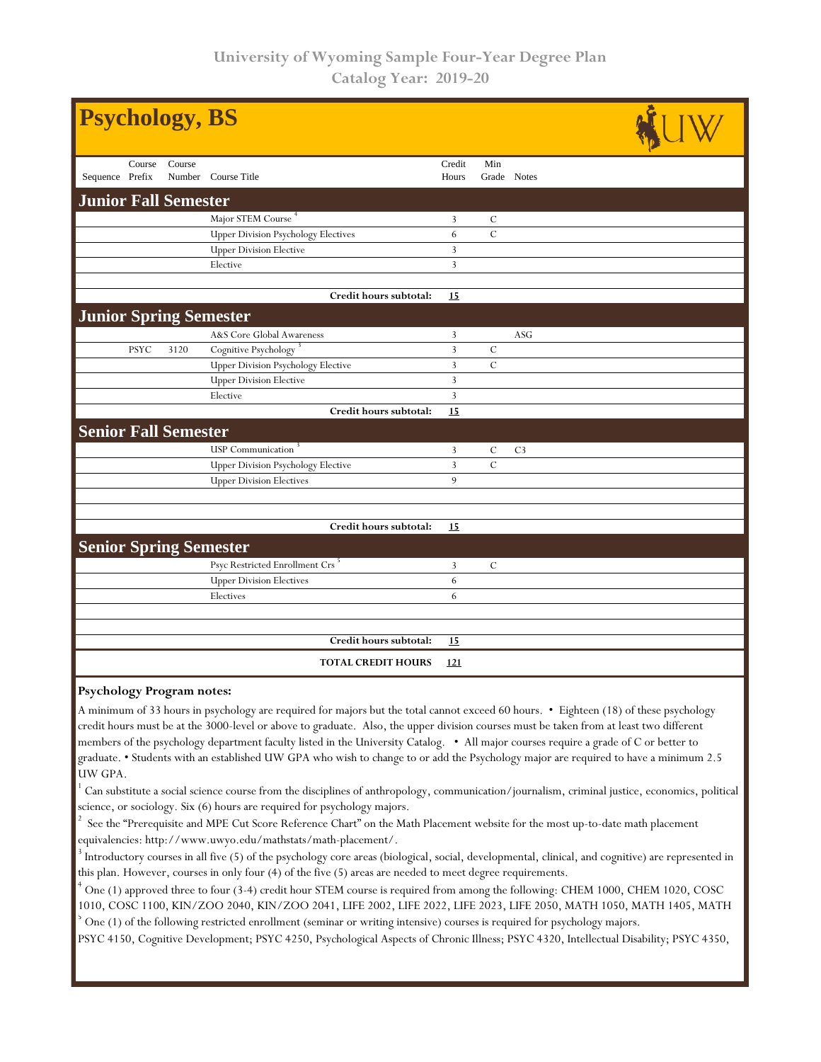# University of Wyoming Sample Four-Year Degree Plan
## Catalog Year: 2019-20

# Psychology, BS

| Sequence | Course Prefix | Course Number | Course Title | Credit Hours | Min Grade | Notes |
|---|---|---|---|---|---|---|
| **Junior Fall Semester** | | | | | | |
| | | | Major STEM Course [4] | 3 | C | |
| | | | Upper Division Psychology Electives | 6 | C | |
| | | | Upper Division Elective | 3 | | |
| | | | Elective | 3 | | |
| | | | | | | |
| | | | **Credit hours subtotal:** | **15** | | |
| **Junior Spring Semester** | | | | | | |
| | | | A&S Core Global Awareness | 3 | | ASG |
| | PSYC | 3120 | Cognitive Psychology [3] | 3 | C | |
| | | | Upper Division Psychology Elective | 3 | C | |
| | | | Upper Division Elective | 3 | | |
| | | | Elective | 3 | | |
| | | | **Credit hours subtotal:** | **15** | | |
| **Senior Fall Semester** | | | | | | |
| | | | USP Communication [3] | 3 | C | C3 |
| | | | Upper Division Psychology Elective | 3 | C | |
| | | | Upper Division Electives | 9 | | |
| | | | | | | |
| | | | | | | |
| | | | **Credit hours subtotal:** | **15** | | |
| **Senior Spring Semester** | | | | | | |
| | | | Psyc Restricted Enrollment Crs [5] | 3 | C | |
| | | | Upper Division Electives | 6 | | |
| | | | Electives | 6 | | |
| | | | | | | |
| | | | | | | |
| | | | **Credit hours subtotal:** | **15** | | |
| | | | **TOTAL CREDIT HOURS** | **121** | | |

**Psychology Program notes:**

A minimum of 33 hours in psychology are required for majors but the total cannot exceed 60 hours. • Eighteen (18) of these psychology credit hours must be at the 3000-level or above to graduate. Also, the upper division courses must be taken from at least two different members of the psychology department faculty listed in the University Catalog. • All major courses require a grade of C or better to graduate. • Students with an established UW GPA who wish to change to or add the Psychology major are required to have a minimum 2.5 UW GPA.

[1] Can substitute a social science course from the disciplines of anthropology, communication/journalism, criminal justice, economics, political science, or sociology. Six (6) hours are required for psychology majors.

[2] See the "Prerequisite and MPE Cut Score Reference Chart" on the Math Placement website for the most up-to-date math placement equivalencies: http://www.uwyo.edu/mathstats/math-placement/.

[3] Introductory courses in all five (5) of the psychology core areas (biological, social, developmental, clinical, and cognitive) are represented in this plan. However, courses in only four (4) of the five (5) areas are needed to meet degree requirements.

[4] One (1) approved three to four (3-4) credit hour STEM course is required from among the following: CHEM 1000, CHEM 1020, COSC 1010, COSC 1100, KIN/ZOO 2040, KIN/ZOO 2041, LIFE 2002, LIFE 2022, LIFE 2023, LIFE 2050, MATH 1050, MATH 1405, MATH

[5] One (1) of the following restricted enrollment (seminar or writing intensive) courses is required for psychology majors.

PSYC 4150, Cognitive Development; PSYC 4250, Psychological Aspects of Chronic Illness; PSYC 4320, Intellectual Disability; PSYC 4350,